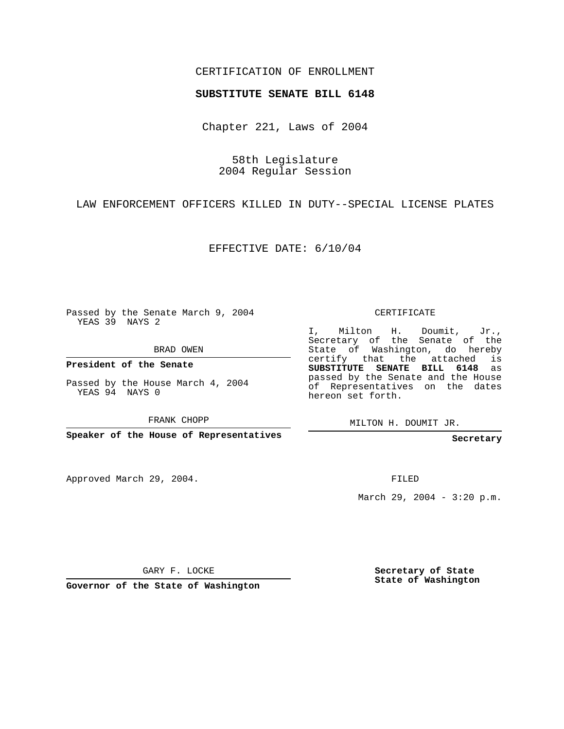CERTIFICATION OF ENROLLMENT

**SUBSTITUTE SENATE BILL 6148**

Chapter 221, Laws of 2004

58th Legislature
2004 Regular Session

LAW ENFORCEMENT OFFICERS KILLED IN DUTY--SPECIAL LICENSE PLATES

EFFECTIVE DATE: 6/10/04

Passed by the Senate March 9, 2004
YEAS 39 NAYS 2

BRAD OWEN

**President of the Senate**

Passed by the House March 4, 2004
YEAS 94 NAYS 0

FRANK CHOPP

**Speaker of the House of Representatives**

CERTIFICATE

I, Milton H. Doumit, Jr., Secretary of the Senate of the State of Washington, do hereby certify that the attached is **SUBSTITUTE SENATE BILL 6148** as passed by the Senate and the House of Representatives on the dates hereon set forth.

MILTON H. DOUMIT JR.

**Secretary**

Approved March 29, 2004.

FILED

March 29, 2004 - 3:20 p.m.

GARY F. LOCKE

**Governor of the State of Washington**

**Secretary of State**
**State of Washington**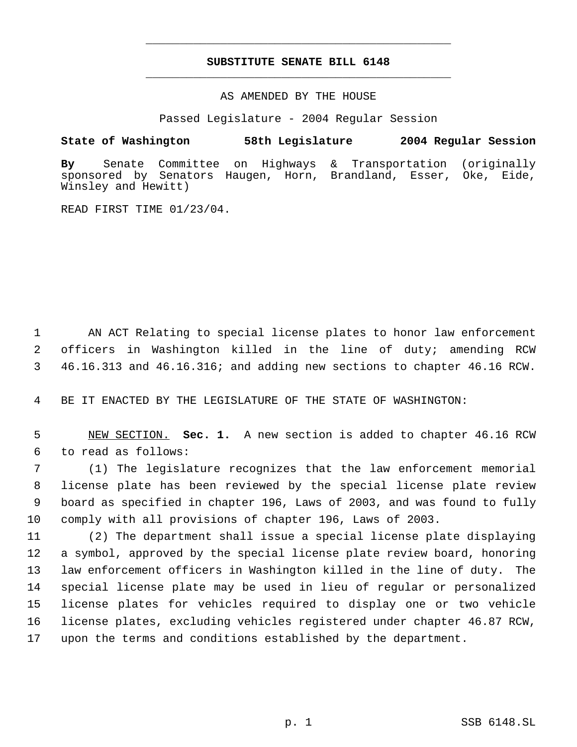# SUBSTITUTE SENATE BILL 6148

AS AMENDED BY THE HOUSE

Passed Legislature - 2004 Regular Session

**State of Washington 58th Legislature 2004 Regular Session**

**By** Senate Committee on Highways & Transportation (originally sponsored by Senators Haugen, Horn, Brandland, Esser, Oke, Eide, Winsley and Hewitt)

READ FIRST TIME 01/23/04.

1 AN ACT Relating to special license plates to honor law enforcement
2 officers in Washington killed in the line of duty; amending RCW
3 46.16.313 and 46.16.316; and adding new sections to chapter 46.16 RCW.

4 BE IT ENACTED BY THE LEGISLATURE OF THE STATE OF WASHINGTON:

5 NEW SECTION. **Sec. 1.** A new section is added to chapter 46.16 RCW
6 to read as follows:
7 (1) The legislature recognizes that the law enforcement memorial
8 license plate has been reviewed by the special license plate review
9 board as specified in chapter 196, Laws of 2003, and was found to fully
10 comply with all provisions of chapter 196, Laws of 2003.
11 (2) The department shall issue a special license plate displaying
12 a symbol, approved by the special license plate review board, honoring
13 law enforcement officers in Washington killed in the line of duty. The
14 special license plate may be used in lieu of regular or personalized
15 license plates for vehicles required to display one or two vehicle
16 license plates, excluding vehicles registered under chapter 46.87 RCW,
17 upon the terms and conditions established by the department.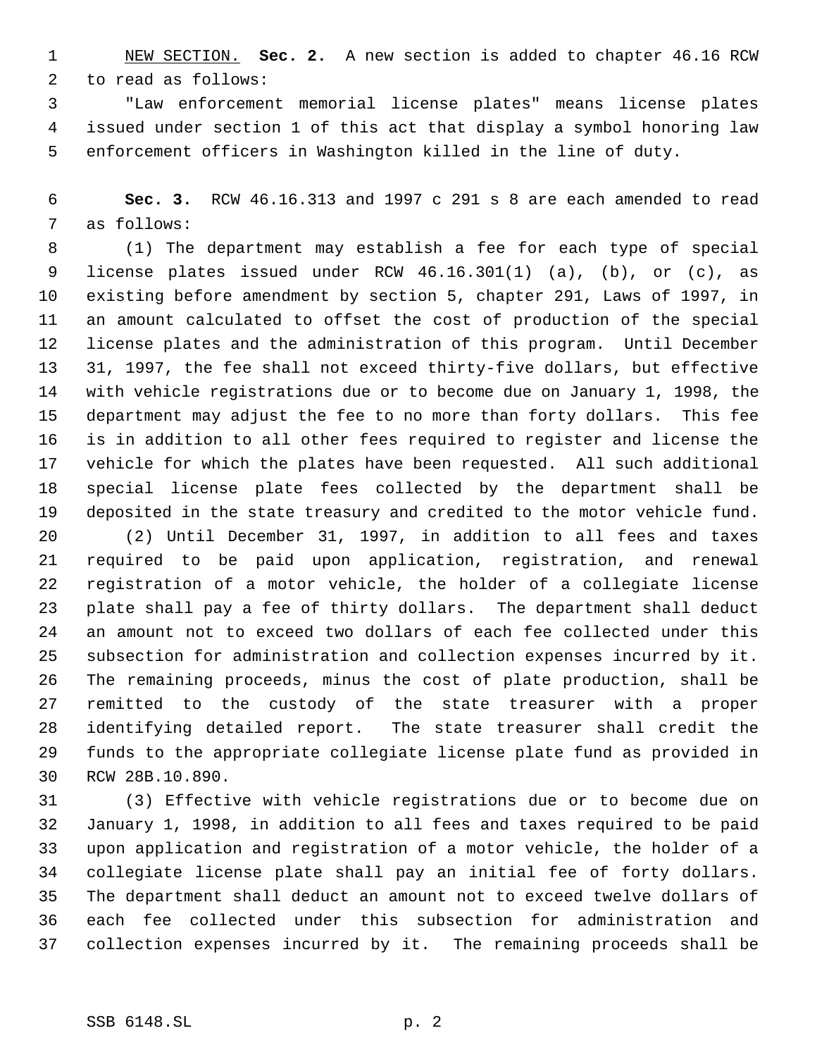NEW SECTION. **Sec. 2.** A new section is added to chapter 46.16 RCW to read as follows:

"Law enforcement memorial license plates" means license plates issued under section 1 of this act that display a symbol honoring law enforcement officers in Washington killed in the line of duty.

**Sec. 3.** RCW 46.16.313 and 1997 c 291 s 8 are each amended to read as follows:

(1) The department may establish a fee for each type of special license plates issued under RCW 46.16.301(1) (a), (b), or (c), as existing before amendment by section 5, chapter 291, Laws of 1997, in an amount calculated to offset the cost of production of the special license plates and the administration of this program. Until December 31, 1997, the fee shall not exceed thirty-five dollars, but effective with vehicle registrations due or to become due on January 1, 1998, the department may adjust the fee to no more than forty dollars. This fee is in addition to all other fees required to register and license the vehicle for which the plates have been requested. All such additional special license plate fees collected by the department shall be deposited in the state treasury and credited to the motor vehicle fund.

(2) Until December 31, 1997, in addition to all fees and taxes required to be paid upon application, registration, and renewal registration of a motor vehicle, the holder of a collegiate license plate shall pay a fee of thirty dollars. The department shall deduct an amount not to exceed two dollars of each fee collected under this subsection for administration and collection expenses incurred by it. The remaining proceeds, minus the cost of plate production, shall be remitted to the custody of the state treasurer with a proper identifying detailed report. The state treasurer shall credit the funds to the appropriate collegiate license plate fund as provided in RCW 28B.10.890.

(3) Effective with vehicle registrations due or to become due on January 1, 1998, in addition to all fees and taxes required to be paid upon application and registration of a motor vehicle, the holder of a collegiate license plate shall pay an initial fee of forty dollars. The department shall deduct an amount not to exceed twelve dollars of each fee collected under this subsection for administration and collection expenses incurred by it. The remaining proceeds shall be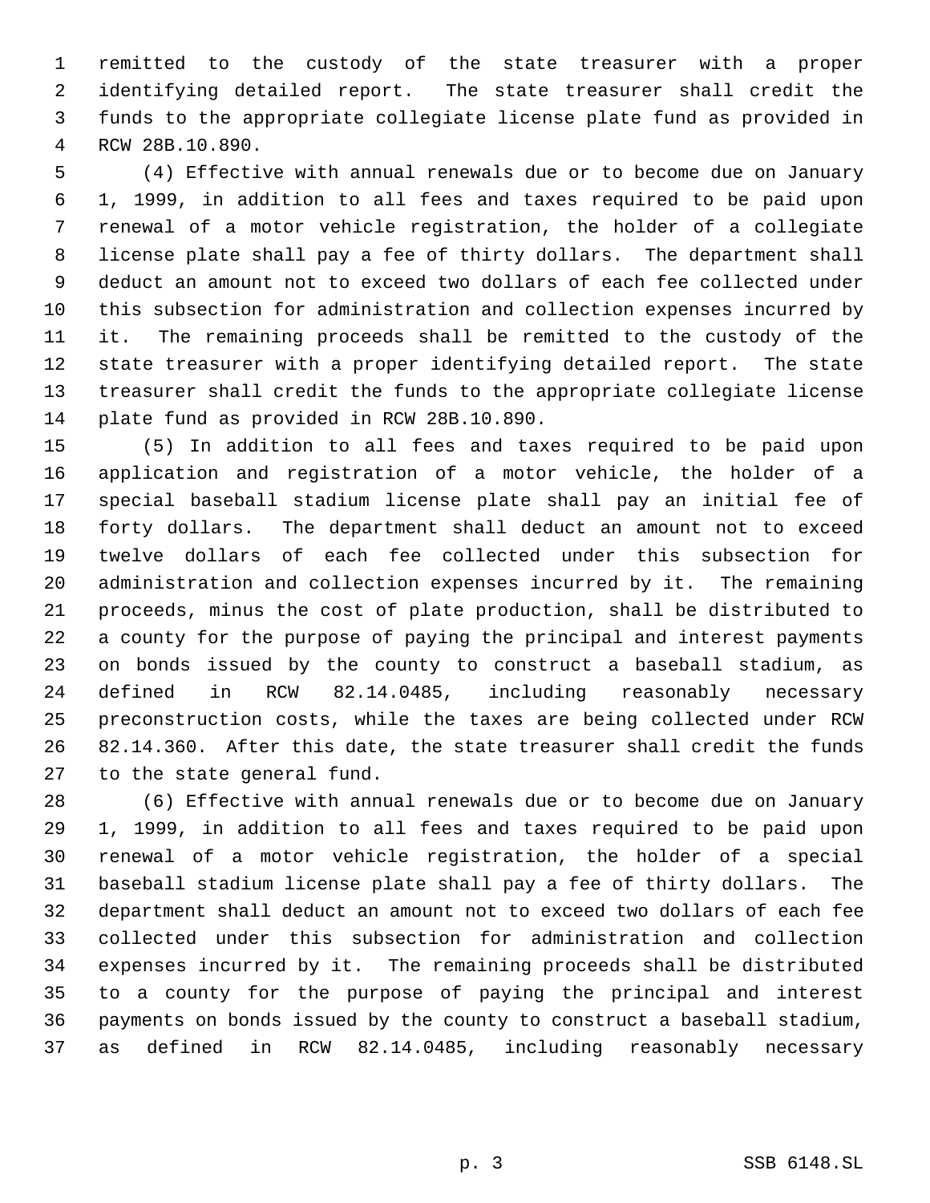remitted to the custody of the state treasurer with a proper identifying detailed report. The state treasurer shall credit the funds to the appropriate collegiate license plate fund as provided in RCW 28B.10.890.

(4) Effective with annual renewals due or to become due on January 1, 1999, in addition to all fees and taxes required to be paid upon renewal of a motor vehicle registration, the holder of a collegiate license plate shall pay a fee of thirty dollars. The department shall deduct an amount not to exceed two dollars of each fee collected under this subsection for administration and collection expenses incurred by it. The remaining proceeds shall be remitted to the custody of the state treasurer with a proper identifying detailed report. The state treasurer shall credit the funds to the appropriate collegiate license plate fund as provided in RCW 28B.10.890.

(5) In addition to all fees and taxes required to be paid upon application and registration of a motor vehicle, the holder of a special baseball stadium license plate shall pay an initial fee of forty dollars. The department shall deduct an amount not to exceed twelve dollars of each fee collected under this subsection for administration and collection expenses incurred by it. The remaining proceeds, minus the cost of plate production, shall be distributed to a county for the purpose of paying the principal and interest payments on bonds issued by the county to construct a baseball stadium, as defined in RCW 82.14.0485, including reasonably necessary preconstruction costs, while the taxes are being collected under RCW 82.14.360. After this date, the state treasurer shall credit the funds to the state general fund.

(6) Effective with annual renewals due or to become due on January 1, 1999, in addition to all fees and taxes required to be paid upon renewal of a motor vehicle registration, the holder of a special baseball stadium license plate shall pay a fee of thirty dollars. The department shall deduct an amount not to exceed two dollars of each fee collected under this subsection for administration and collection expenses incurred by it. The remaining proceeds shall be distributed to a county for the purpose of paying the principal and interest payments on bonds issued by the county to construct a baseball stadium, as defined in RCW 82.14.0485, including reasonably necessary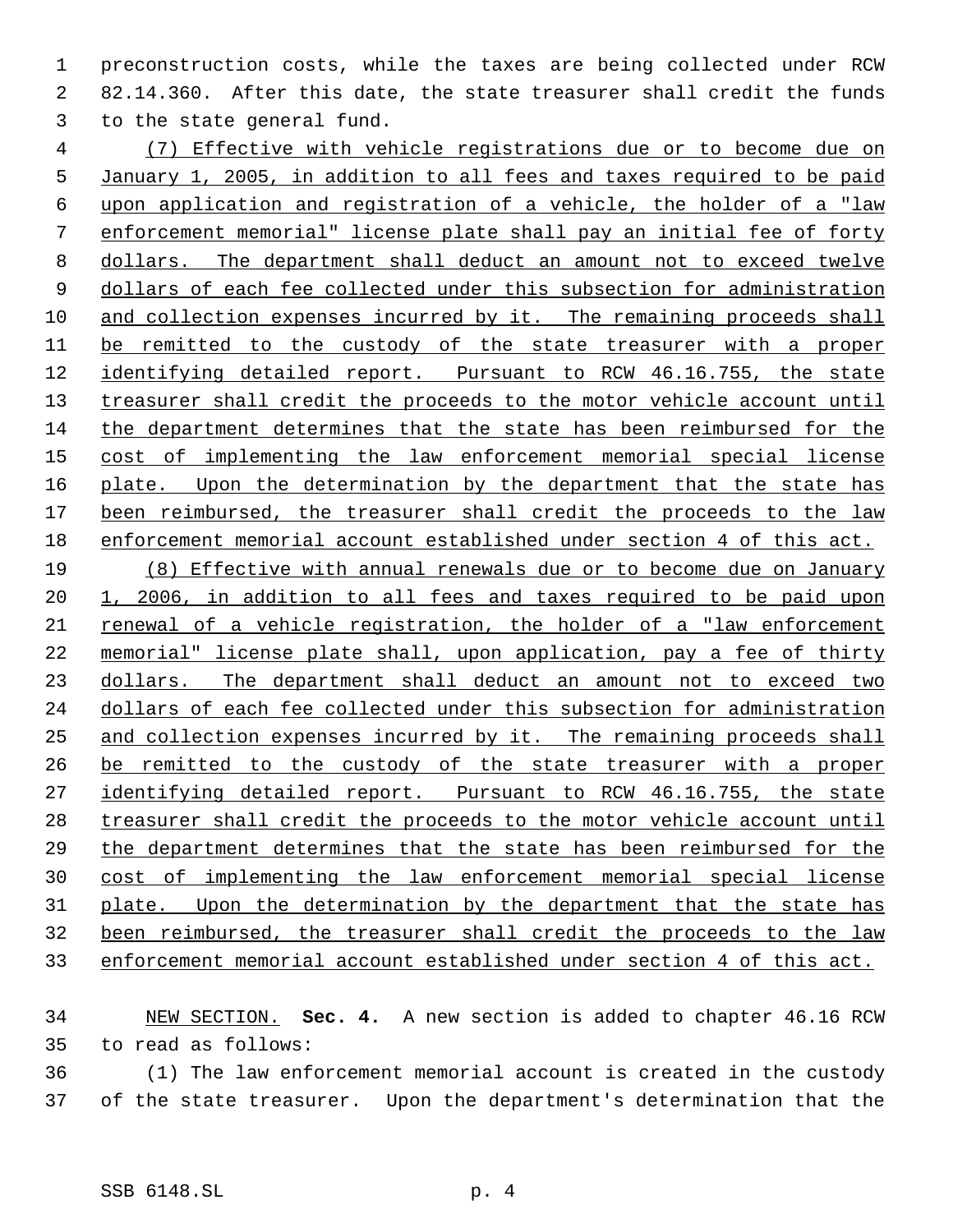preconstruction costs, while the taxes are being collected under RCW 82.14.360. After this date, the state treasurer shall credit the funds to the state general fund.

(7) Effective with vehicle registrations due or to become due on January 1, 2005, in addition to all fees and taxes required to be paid upon application and registration of a vehicle, the holder of a "law enforcement memorial" license plate shall pay an initial fee of forty dollars. The department shall deduct an amount not to exceed twelve dollars of each fee collected under this subsection for administration and collection expenses incurred by it. The remaining proceeds shall be remitted to the custody of the state treasurer with a proper identifying detailed report. Pursuant to RCW 46.16.755, the state treasurer shall credit the proceeds to the motor vehicle account until the department determines that the state has been reimbursed for the cost of implementing the law enforcement memorial special license plate. Upon the determination by the department that the state has been reimbursed, the treasurer shall credit the proceeds to the law enforcement memorial account established under section 4 of this act.

(8) Effective with annual renewals due or to become due on January 1, 2006, in addition to all fees and taxes required to be paid upon renewal of a vehicle registration, the holder of a "law enforcement memorial" license plate shall, upon application, pay a fee of thirty dollars. The department shall deduct an amount not to exceed two dollars of each fee collected under this subsection for administration and collection expenses incurred by it. The remaining proceeds shall be remitted to the custody of the state treasurer with a proper identifying detailed report. Pursuant to RCW 46.16.755, the state treasurer shall credit the proceeds to the motor vehicle account until the department determines that the state has been reimbursed for the cost of implementing the law enforcement memorial special license plate. Upon the determination by the department that the state has been reimbursed, the treasurer shall credit the proceeds to the law enforcement memorial account established under section 4 of this act.

NEW SECTION. **Sec. 4.** A new section is added to chapter 46.16 RCW to read as follows:

(1) The law enforcement memorial account is created in the custody of the state treasurer. Upon the department's determination that the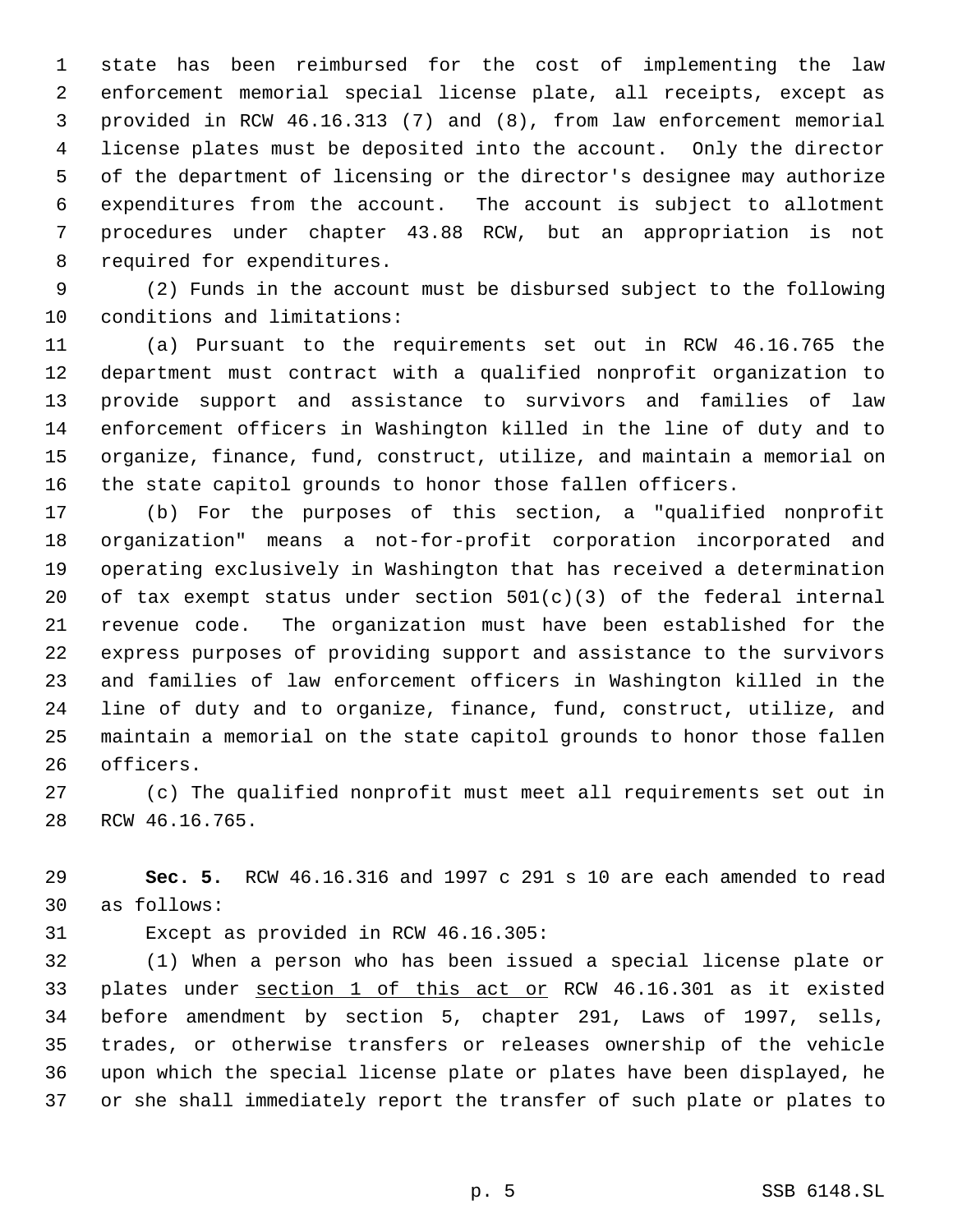state has been reimbursed for the cost of implementing the law enforcement memorial special license plate, all receipts, except as provided in RCW 46.16.313 (7) and (8), from law enforcement memorial license plates must be deposited into the account. Only the director of the department of licensing or the director's designee may authorize expenditures from the account. The account is subject to allotment procedures under chapter 43.88 RCW, but an appropriation is not required for expenditures.

(2) Funds in the account must be disbursed subject to the following conditions and limitations:

(a) Pursuant to the requirements set out in RCW 46.16.765 the department must contract with a qualified nonprofit organization to provide support and assistance to survivors and families of law enforcement officers in Washington killed in the line of duty and to organize, finance, fund, construct, utilize, and maintain a memorial on the state capitol grounds to honor those fallen officers.

(b) For the purposes of this section, a "qualified nonprofit organization" means a not-for-profit corporation incorporated and operating exclusively in Washington that has received a determination of tax exempt status under section 501(c)(3) of the federal internal revenue code. The organization must have been established for the express purposes of providing support and assistance to the survivors and families of law enforcement officers in Washington killed in the line of duty and to organize, finance, fund, construct, utilize, and maintain a memorial on the state capitol grounds to honor those fallen officers.

(c) The qualified nonprofit must meet all requirements set out in RCW 46.16.765.

**Sec. 5.** RCW 46.16.316 and 1997 c 291 s 10 are each amended to read as follows:

Except as provided in RCW 46.16.305:

(1) When a person who has been issued a special license plate or plates under <u>section 1 of this act or</u> RCW 46.16.301 as it existed before amendment by section 5, chapter 291, Laws of 1997, sells, trades, or otherwise transfers or releases ownership of the vehicle upon which the special license plate or plates have been displayed, he or she shall immediately report the transfer of such plate or plates to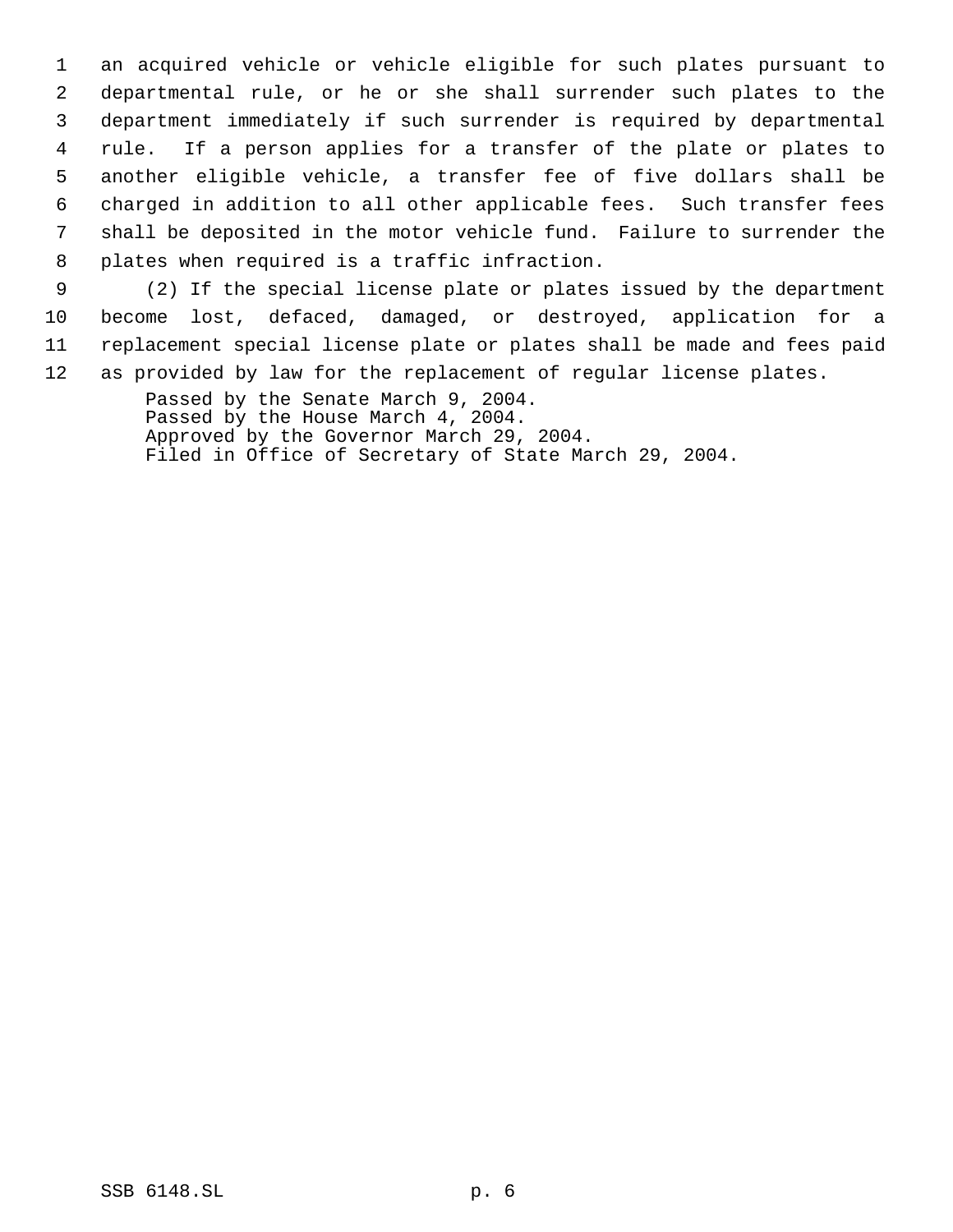an acquired vehicle or vehicle eligible for such plates pursuant to departmental rule, or he or she shall surrender such plates to the department immediately if such surrender is required by departmental rule. If a person applies for a transfer of the plate or plates to another eligible vehicle, a transfer fee of five dollars shall be charged in addition to all other applicable fees. Such transfer fees shall be deposited in the motor vehicle fund. Failure to surrender the plates when required is a traffic infraction.

(2) If the special license plate or plates issued by the department become lost, defaced, damaged, or destroyed, application for a replacement special license plate or plates shall be made and fees paid as provided by law for the replacement of regular license plates.

Passed by the Senate March 9, 2004.
Passed by the House March 4, 2004.
Approved by the Governor March 29, 2004.
Filed in Office of Secretary of State March 29, 2004.